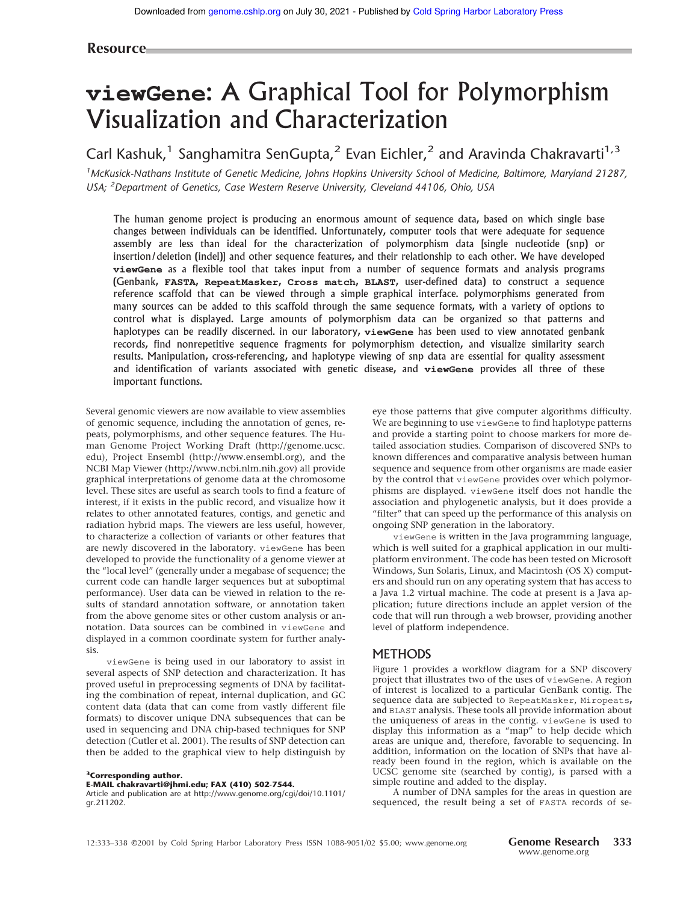Resource

# viewGene: A Graphical Tool for Polymorphism Visualization and Characterization

Carl Kashuk,[1] Sanghamitra SenGupta,[2] Evan Eichler,[2] and Aravinda Chakravarti[1,3]

[1]*McKusick-Nathans Institute of Genetic Medicine, Johns Hopkins University School of Medicine, Baltimore, Maryland 21287, USA;* [2]*Department of Genetics, Case Western Reserve University, Cleveland 44106, Ohio, USA*

**The human genome project is producing an enormous amount of sequence data, based on which single base changes between individuals can be identified. Unfortunately, computer tools that were adequate for sequence assembly are less than ideal for the characterization of polymorphism data [single nucleotide (snp) or insertion/deletion (indel)] and other sequence features, and their relationship to each other. We have developed viewGene as a flexible tool that takes input from a number of sequence formats and analysis programs (Genbank, FASTA, RepeatMasker, Cross match, BLAST, user-defined data) to construct a sequence reference scaffold that can be viewed through a simple graphical interface. polymorphisms generated from many sources can be added to this scaffold through the same sequence formats, with a variety of options to control what is displayed. Large amounts of polymorphism data can be organized so that patterns and haplotypes can be readily discerned. in our laboratory, viewGene has been used to view annotated genbank records, find nonrepetitive sequence fragments for polymorphism detection, and visualize similarity search results. Manipulation, cross-referencing, and haplotype viewing of snp data are essential for quality assessment and identification of variants associated with genetic disease, and viewGene provides all three of these important functions.**

Several genomic viewers are now available to view assemblies of genomic sequence, including the annotation of genes, repeats, polymorphisms, and other sequence features. The Human Genome Project Working Draft (http://genome.ucsc.edu), Project Ensembl (http://www.ensembl.org), and the NCBI Map Viewer (http://www.ncbi.nlm.nih.gov) all provide graphical interpretations of genome data at the chromosome level. These sites are useful as search tools to find a feature of interest, if it exists in the public record, and visualize how it relates to other annotated features, contigs, and genetic and radiation hybrid maps. The viewers are less useful, however, to characterize a collection of variants or other features that are newly discovered in the laboratory. viewGene has been developed to provide the functionality of a genome viewer at the "local level" (generally under a megabase of sequence; the current code can handle larger sequences but at suboptimal performance). User data can be viewed in relation to the results of standard annotation software, or annotation taken from the above genome sites or other custom analysis or annotation. Data sources can be combined in viewGene and displayed in a common coordinate system for further analysis.

viewGene is being used in our laboratory to assist in several aspects of SNP detection and characterization. It has proved useful in preprocessing segments of DNA by facilitating the combination of repeat, internal duplication, and GC content data (data that can come from vastly different file formats) to discover unique DNA subsequences that can be used in sequencing and DNA chip-based techniques for SNP detection (Cutler et al. 2001). The results of SNP detection can then be added to the graphical view to help distinguish by eye those patterns that give computer algorithms difficulty. We are beginning to use viewGene to find haplotype patterns and provide a starting point to choose markers for more detailed association studies. Comparison of discovered SNPs to known differences and comparative analysis between human sequence and sequence from other organisms are made easier by the control that viewGene provides over which polymorphisms are displayed. viewGene itself does not handle the association and phylogenetic analysis, but it does provide a "filter" that can speed up the performance of this analysis on ongoing SNP generation in the laboratory.

viewGene is written in the Java programming language, which is well suited for a graphical application in our multiplatform environment. The code has been tested on Microsoft Windows, Sun Solaris, Linux, and Macintosh (OS X) computers and should run on any operating system that has access to a Java 1.2 virtual machine. The code at present is a Java application; future directions include an applet version of the code that will run through a web browser, providing another level of platform independence.

## METHODS

Figure 1 provides a workflow diagram for a SNP discovery project that illustrates two of the uses of viewGene. A region of interest is localized to a particular GenBank contig. The sequence data are subjected to RepeatMasker, Miropeats, and BLAST analysis. These tools all provide information about the uniqueness of areas in the contig. viewGene is used to display this information as a "map" to help decide which areas are unique and, therefore, favorable to sequencing. In addition, information on the location of SNPs that have already been found in the region, which is available on the UCSC genome site (searched by contig), is parsed with a simple routine and added to the display.

A number of DNA samples for the areas in question are sequenced, the result being a set of FASTA records of se-

**[3]Corresponding author.**
**E-MAIL chakravarti@jhmi.edu; FAX (410) 502-7544.**
Article and publication are at http://www.genome.org/cgi/doi/10.1101/gr.211202.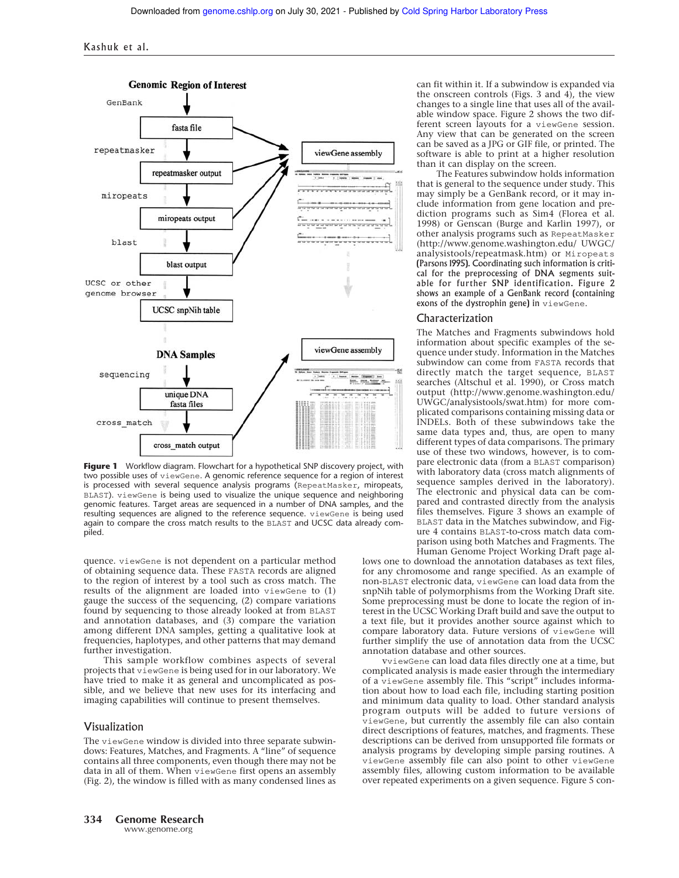**Figure 1** Workflow diagram. Flowchart for a hypothetical SNP discovery project, with two possible uses of viewGene. A genomic reference sequence for a region of interest is processed with several sequence analysis programs (RepeatMasker, miropeats, BLAST). viewGene is being used to visualize the unique sequence and neighboring genomic features. Target areas are sequenced in a number of DNA samples, and the resulting sequences are aligned to the reference sequence. viewGene is being used again to compare the cross match results to the BLAST and UCSC data already compiled.

quence. viewGene is not dependent on a particular method of obtaining sequence data. These FASTA records are aligned to the region of interest by a tool such as cross match. The results of the alignment are loaded into viewGene to (1) gauge the success of the sequencing, (2) compare variations found by sequencing to those already looked at from BLAST and annotation databases, and (3) compare the variation among different DNA samples, getting a qualitative look at frequencies, haplotypes, and other patterns that may demand further investigation.

This sample workflow combines aspects of several projects that viewGene is being used for in our laboratory. We have tried to make it as general and uncomplicated as possible, and we believe that new uses for its interfacing and imaging capabilities will continue to present themselves.

## Visualization

The viewGene window is divided into three separate subwindows: Features, Matches, and Fragments. A "line" of sequence contains all three components, even though there may not be data in all of them. When viewGene first opens an assembly (Fig. 2), the window is filled with as many condensed lines as can fit within it. If a subwindow is expanded via the onscreen controls (Figs. 3 and 4), the view changes to a single line that uses all of the available window space. Figure 2 shows the two different screen layouts for a viewGene session. Any view that can be generated on the screen can be saved as a JPG or GIF file, or printed. The software is able to print at a higher resolution than it can display on the screen.

The Features subwindow holds information that is general to the sequence under study. This may simply be a GenBank record, or it may include information from gene location and prediction programs such as Sim4 (Florea et al. 1998) or Genscan (Burge and Karlin 1997), or other analysis programs such as RepeatMasker (http://www.genome.washington.edu/ UWGC/analysistools/repeatmask.htm) or Miropeats (Parsons 1995). Coordinating such information is critical for the preprocessing of DNA segments suitable for further SNP identification. Figure 2 shows an example of a GenBank record (containing exons of the dystrophin gene) in viewGene.

## Characterization

The Matches and Fragments subwindows hold information about specific examples of the sequence under study. Information in the Matches subwindow can come from FASTA records that directly match the target sequence, BLAST searches (Altschul et al. 1990), or Cross match output (http://www.genome.washington.edu/ UWGC/analysistools/swat.htm) for more complicated comparisons containing missing data or INDELs. Both of these subwindows take the same data types and, thus, are open to many different types of data comparisons. The primary use of these two windows, however, is to compare electronic data (from a BLAST comparison) with laboratory data (cross match alignments of sequence samples derived in the laboratory). The electronic and physical data can be compared and contrasted directly from the analysis files themselves. Figure 3 shows an example of BLAST data in the Matches subwindow, and Figure 4 contains BLAST-to-cross match data comparison using both Matches and Fragments. The Human Genome Project Working Draft page allows one to download the annotation databases as text files, for any chromosome and range specified. As an example of non-BLAST electronic data, viewGene can load data from the snpNih table of polymorphisms from the Working Draft site. Some preprocessing must be done to locate the region of interest in the UCSC Working Draft build and save the output to a text file, but it provides another source against which to compare laboratory data. Future versions of viewGene will further simplify the use of annotation data from the UCSC annotation database and other sources.

vviewGene can load data files directly one at a time, but complicated analysis is made easier through the intermediary of a viewGene assembly file. This "script" includes information about how to load each file, including starting position and minimum data quality to load. Other standard analysis program outputs will be added to future versions of viewGene, but currently the assembly file can also contain direct descriptions of features, matches, and fragments. These descriptions can be derived from unsupported file formats or analysis programs by developing simple parsing routines. A viewGene assembly file can also point to other viewGene assembly files, allowing custom information to be available over repeated experiments on a given sequence. Figure 5 con-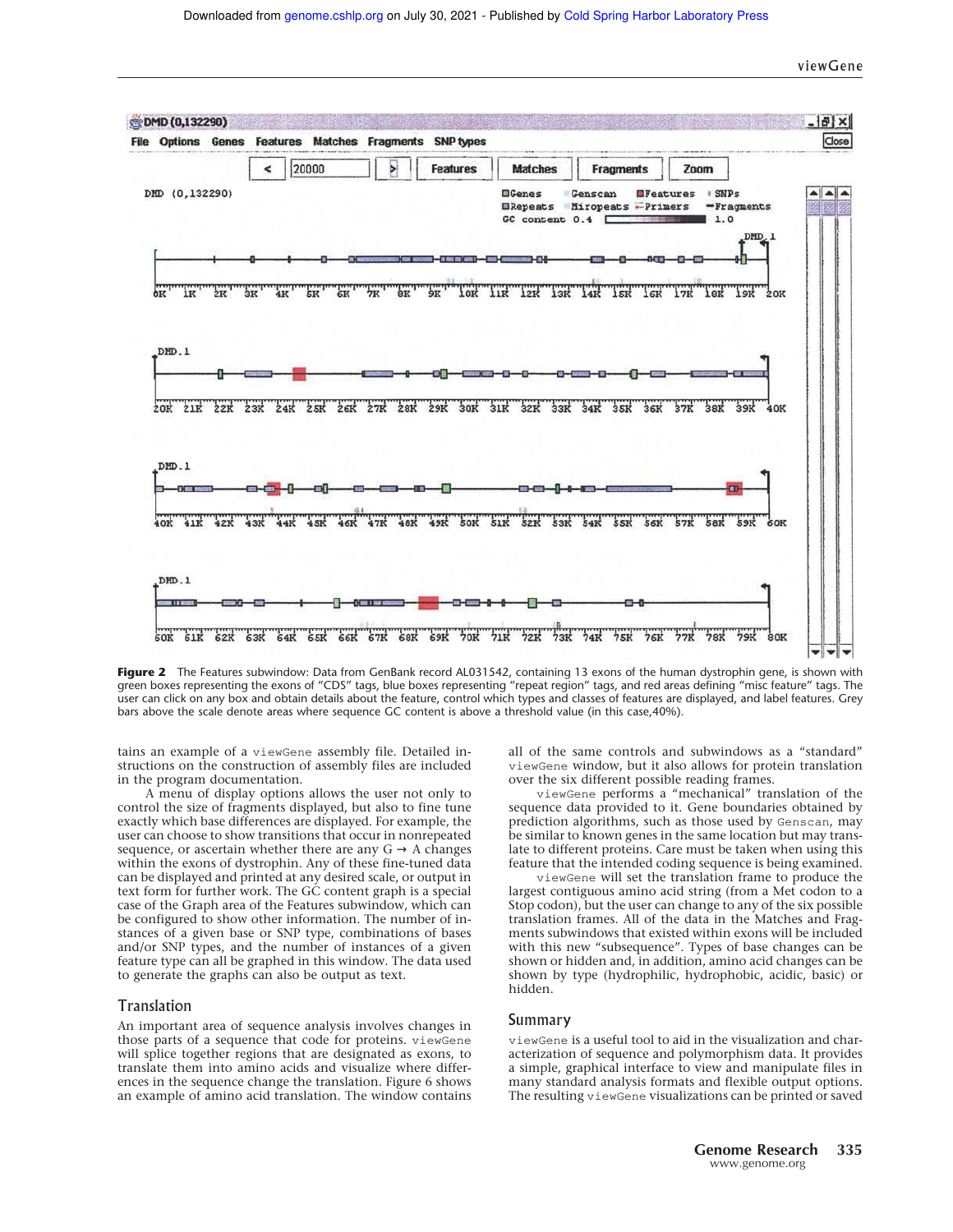**Figure 2** The Features subwindow: Data from GenBank record AL031542, containing 13 exons of the human dystrophin gene, is shown with green boxes representing the exons of "CDS" tags, blue boxes representing "repeat region" tags, and red areas defining "misc feature" tags. The user can click on any box and obtain details about the feature, control which types and classes of features are displayed, and label features. Grey bars above the scale denote areas where sequence GC content is above a threshold value (in this case,40%).

tains an example of a viewGene assembly file. Detailed instructions on the construction of assembly files are included in the program documentation.

A menu of display options allows the user not only to control the size of fragments displayed, but also to fine tune exactly which base differences are displayed. For example, the user can choose to show transitions that occur in nonrepeated sequence, or ascertain whether there are any G → A changes within the exons of dystrophin. Any of these fine-tuned data can be displayed and printed at any desired scale, or output in text form for further work. The GC content graph is a special case of the Graph area of the Features subwindow, which can be configured to show other information. The number of instances of a given base or SNP type, combinations of bases and/or SNP types, and the number of instances of a given feature type can all be graphed in this window. The data used to generate the graphs can also be output as text.

## Translation

An important area of sequence analysis involves changes in those parts of a sequence that code for proteins. viewGene will splice together regions that are designated as exons, to translate them into amino acids and visualize where differences in the sequence change the translation. Figure 6 shows an example of amino acid translation. The window contains all of the same controls and subwindows as a "standard" viewGene window, but it also allows for protein translation over the six different possible reading frames.

viewGene performs a "mechanical" translation of the sequence data provided to it. Gene boundaries obtained by prediction algorithms, such as those used by Genscan, may be similar to known genes in the same location but may translate to different proteins. Care must be taken when using this feature that the intended coding sequence is being examined.

viewGene will set the translation frame to produce the largest contiguous amino acid string (from a Met codon to a Stop codon), but the user can change to any of the six possible translation frames. All of the data in the Matches and Fragments subwindows that existed within exons will be included with this new "subsequence." Types of base changes can be shown or hidden and, in addition, amino acid changes can be shown by type (hydrophilic, hydrophobic, acidic, basic) or hidden.

## Summary

viewGene is a useful tool to aid in the visualization and characterization of sequence and polymorphism data. It provides a simple, graphical interface to view and manipulate files in many standard analysis formats and flexible output options. The resulting viewGene visualizations can be printed or saved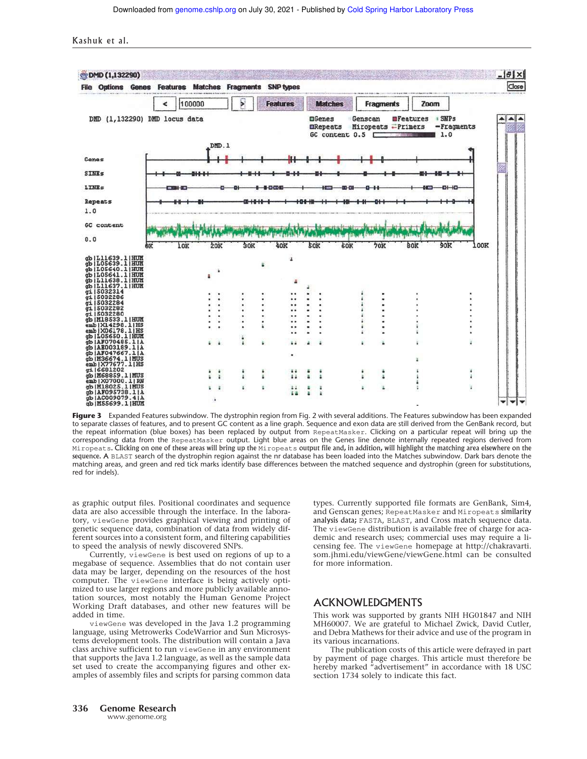**Figure 3** Expanded Features subwindow. The dystrophin region from Fig. 2 with several additions. The Features subwindow has been expanded to separate classes of features, and to present GC content as a line graph. Sequence and exon data are still derived from the GenBank record, but the repeat information (blue boxes) has been replaced by output from RepeatMasker. Clicking on a particular repeat will bring up the corresponding data from the RepeatMasker output. Light blue areas on the Genes line denote internally repeated regions derived from Miropeats. Clicking on one of these areas will bring up the Miropeats output file and, in addition, will highlight the matching area elsewhere on the sequence. A BLAST search of the dystrophin region against the nr database has been loaded into the Matches subwindow. Dark bars denote the matching areas, and green and red tick marks identify base differences between the matched sequence and dystrophin (green for substitutions, red for indels).

as graphic output files. Positional coordinates and sequence data are also accessible through the interface. In the laboratory, viewGene provides graphical viewing and printing of genetic sequence data, combination of data from widely different sources into a consistent form, and filtering capabilities to speed the analysis of newly discovered SNPs.

Currently, viewGene is best used on regions of up to a megabase of sequence. Assemblies that do not contain user data may be larger, depending on the resources of the host computer. The viewGene interface is being actively optimized to use larger regions and more publicly available annotation sources, most notably the Human Genome Project Working Draft databases, and other new features will be added in time.

viewGene was developed in the Java 1.2 programming language, using Metrowerks CodeWarrior and Sun Microsystems development tools. The distribution will contain a Java class archive sufficient to run viewGene in any environment that supports the Java 1.2 language, as well as the sample data set used to create the accompanying figures and other examples of assembly files and scripts for parsing common data types. Currently supported file formats are GenBank, Sim4, and Genscan genes; RepeatMasker and Miropeats similarity analysis data; FASTA, BLAST, and Cross match sequence data. The viewGene distribution is available free of charge for academic and research uses; commercial uses may require a licensing fee. The viewGene homepage at http://chakravarti.som.jhmi.edu/viewGene/viewGene.html can be consulted for more information.

## ACKNOWLEDGMENTS

This work was supported by grants NIH HG01847 and NIH MH60007. We are grateful to Michael Zwick, David Cutler, and Debra Mathews for their advice and use of the program in its various incarnations.

The publication costs of this article were defrayed in part by payment of page charges. This article must therefore be hereby marked "advertisement" in accordance with 18 USC section 1734 solely to indicate this fact.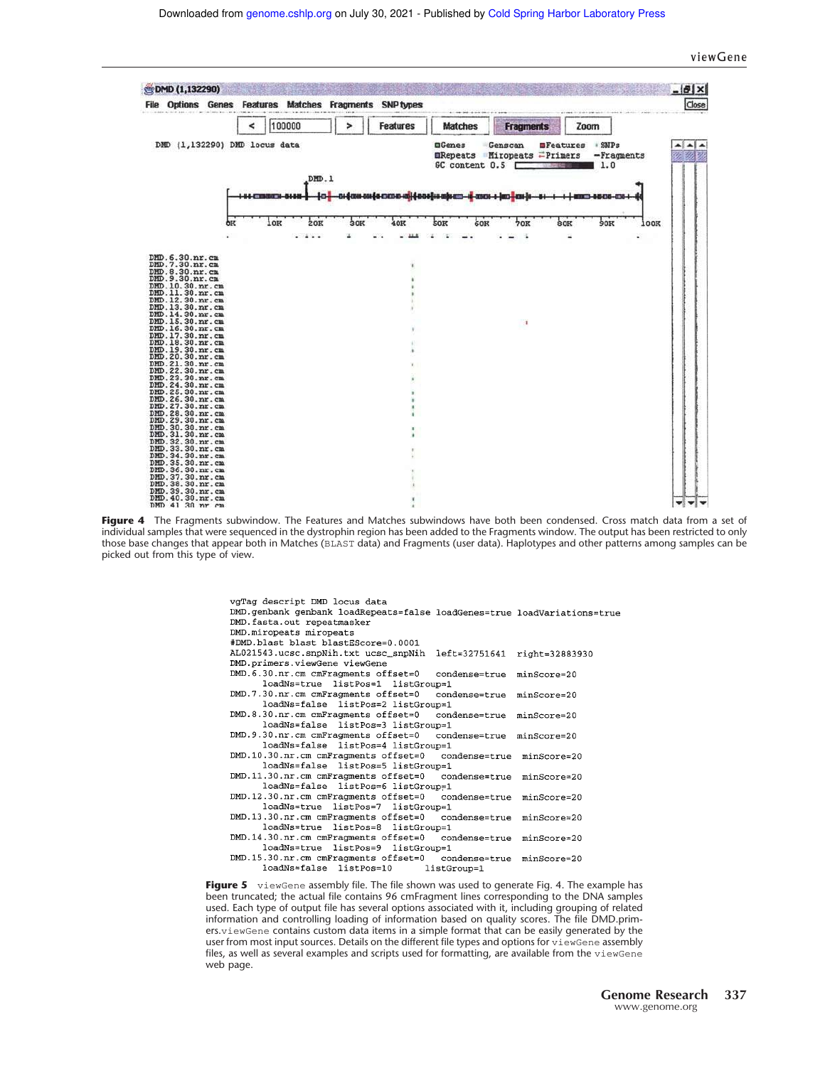Figure 4 The Fragments subwindow. The Features and Matches subwindows have both been condensed. Cross match data from a set of individual samples that were sequenced in the dystrophin region has been added to the Fragments window. The output has been restricted to only those base changes that appear both in Matches (BLAST data) and Fragments (user data). Haplotypes and other patterns among samples can be picked out from this type of view.

```
vgTag descript DMD locus data
DMD.genbank genbank loadRepeats=false loadGenes=true loadVariations=true
DMD.fasta.out repeatmasker
DMD.miropeats miropeats
#DMD.blast blast blastEScore=0.0001
AL021543.ucsc.snpNih.txt ucsc_snpNih  left=32751641  right=32883930
DMD.primers.viewGene viewGene
DMD.6.30.nr.cm cmFragments offset=0   condense=true  minScore=20
      loadNs=true  listPos=1  listGroup=1
DMD.7.30.nr.cm cmFragments offset=0   condense=true  minScore=20
      loadNs=false  listPos=2 listGroup=1
DMD.8.30.nr.cm cmFragments offset=0   condense=true  minScore=20
      loadNs=false  listPos=3 listGroup=1
DMD.9.30.nr.cm cmFragments offset=0   condense=true  minScore=20
      loadNs=false  listPos=4 listGroup=1
DMD.10.30.nr.cm cmFragments offset=0   condense=true  minScore=20
      loadNs=false  listPos=5 listGroup=1
DMD.11.30.nr.cm cmFragments offset=0   condense=true  minScore=20
      loadNs=false  listPos=6 listGroup=1
DMD.12.30.nr.cm cmFragments offset=0   condense=true  minScore=20
      loadNs=true  listPos=7  listGroup=1
DMD.13.30.nr.cm cmFragments offset=0   condense=true  minScore=20
      loadNs=true  listPos=8  listGroup=1
DMD.14.30.nr.cm cmFragments offset=0   condense=true  minScore=20
      loadNs=true  listPos=9  listGroup=1
DMD.15.30.nr.cm cmFragments offset=0   condense=true  minScore=20
      loadNs=false  listPos=10      listGroup=1
```

**Figure 5** viewGene assembly file. The file shown was used to generate Fig. 4. The example has been truncated; the actual file contains 96 cmFragment lines corresponding to the DNA samples used. Each type of output file has several options associated with it, including grouping of related information and controlling loading of information based on quality scores. The file DMD.primers.viewGene contains custom data items in a simple format that can be easily generated by the user from most input sources. Details on the different file types and options for viewGene assembly files, as well as several examples and scripts used for formatting, are available from the viewGene web page.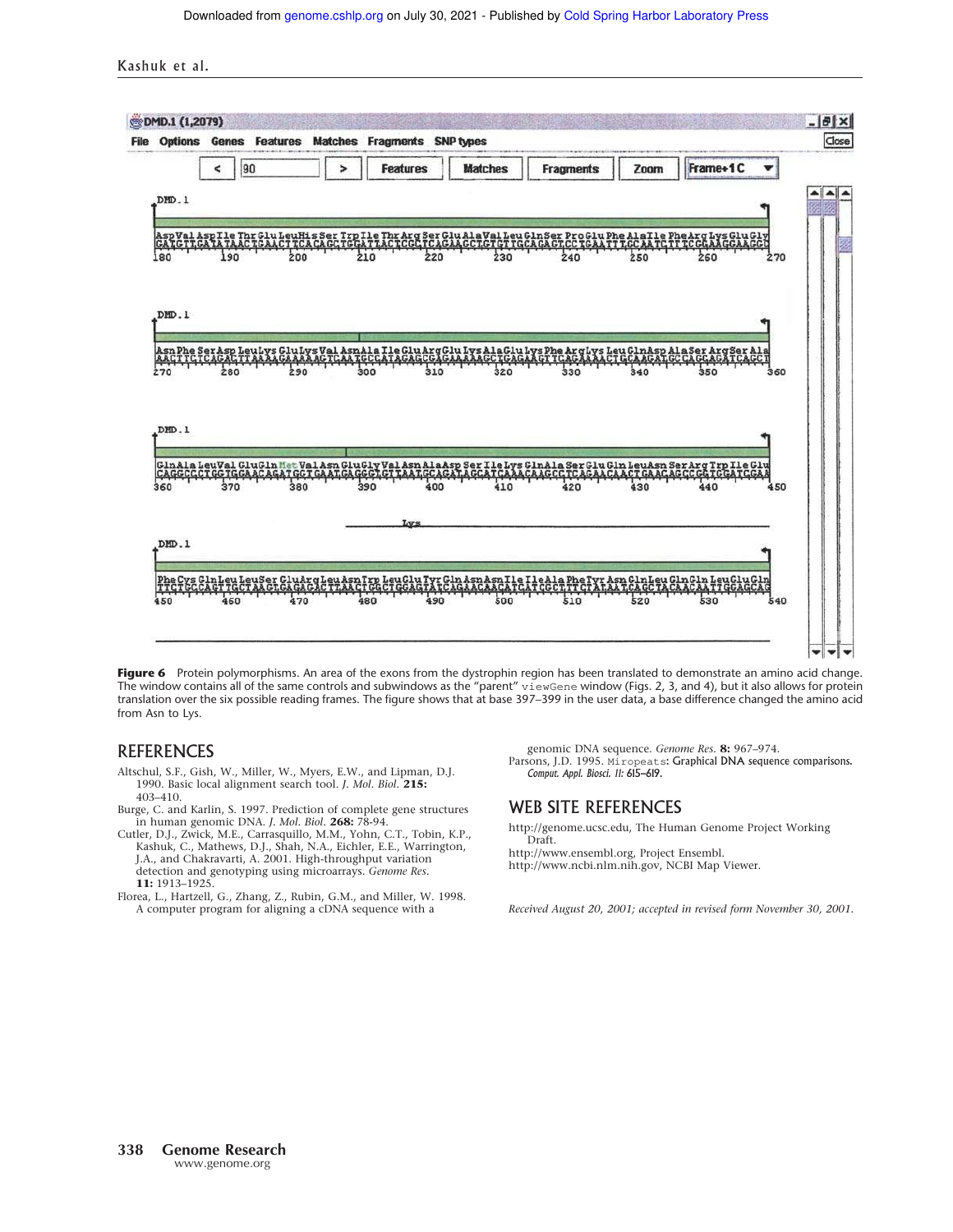**Figure 6** Protein polymorphisms. An area of the exons from the dystrophin region has been translated to demonstrate an amino acid change. The window contains all of the same controls and subwindows as the "parent" `viewGene` window (Figs. 2, 3, and 4), but it also allows for protein translation over the six possible reading frames. The figure shows that at base 397–399 in the user data, a base difference changed the amino acid from Asn to Lys.

## REFERENCES

Altschul, S.F., Gish, W., Miller, W., Myers, E.W., and Lipman, D.J. 1990. Basic local alignment search tool. *J. Mol. Biol.* **215:** 403–410.

Burge, C. and Karlin, S. 1997. Prediction of complete gene structures in human genomic DNA. *J. Mol. Biol.* **268:** 78-94.

Cutler, D.J., Zwick, M.E., Carrasquillo, M.M., Yohn, C.T., Tobin, K.P., Kashuk, C., Mathews, D.J., Shah, N.A., Eichler, E.E., Warrington, J.A., and Chakravarti, A. 2001. High-throughput variation detection and genotyping using microarrays. *Genome Res.* **11:** 1913–1925.

Florea, L., Hartzell, G., Zhang, Z., Rubin, G.M., and Miller, W. 1998. A computer program for aligning a cDNA sequence with a genomic DNA sequence. *Genome Res.* **8:** 967–974.

Parsons, J.D. 1995. `Miropeats`: Graphical DNA sequence comparisons. *Comput. Appl. Biosci.* **11:** 615–619.

## WEB SITE REFERENCES

http://genome.ucsc.edu, The Human Genome Project Working Draft.

http://www.ensembl.org, Project Ensembl.

http://www.ncbi.nlm.nih.gov, NCBI Map Viewer.

*Received August 20, 2001; accepted in revised form November 30, 2001.*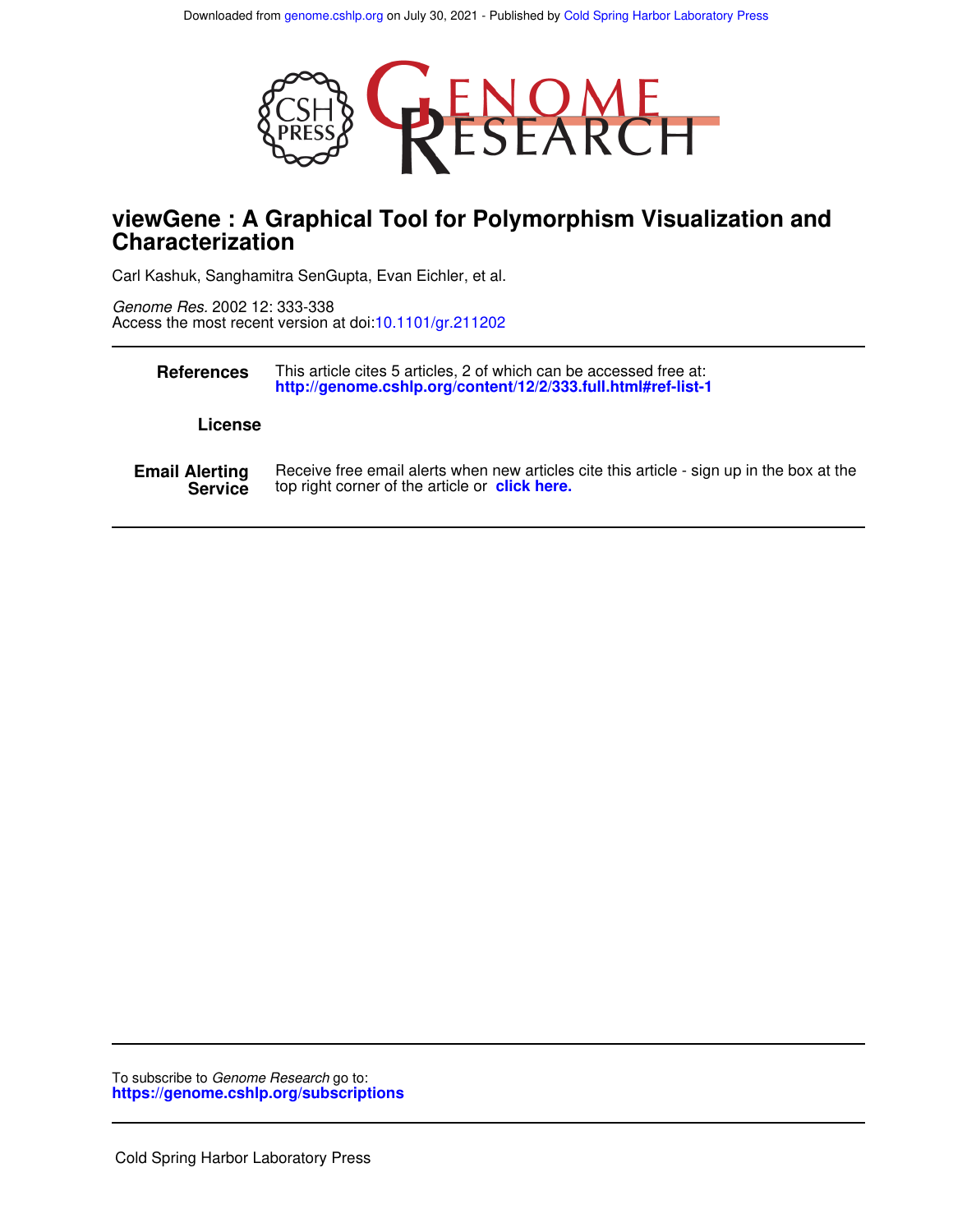# viewGene : A Graphical Tool for Polymorphism Visualization and Characterization

Carl Kashuk, Sanghamitra SenGupta, Evan Eichler, et al.

*Genome Res.* 2002 12: 333-338
Access the most recent version at doi:10.1101/gr.211202

**References** This article cites 5 articles, 2 of which can be accessed free at:
**http://genome.cshlp.org/content/12/2/333.full.html#ref-list-1**

**License**

**Email Alerting Service** Receive free email alerts when new articles cite this article - sign up in the box at the top right corner of the article or **click here.**

To subscribe to *Genome Research* go to:
**https://genome.cshlp.org/subscriptions**

Cold Spring Harbor Laboratory Press